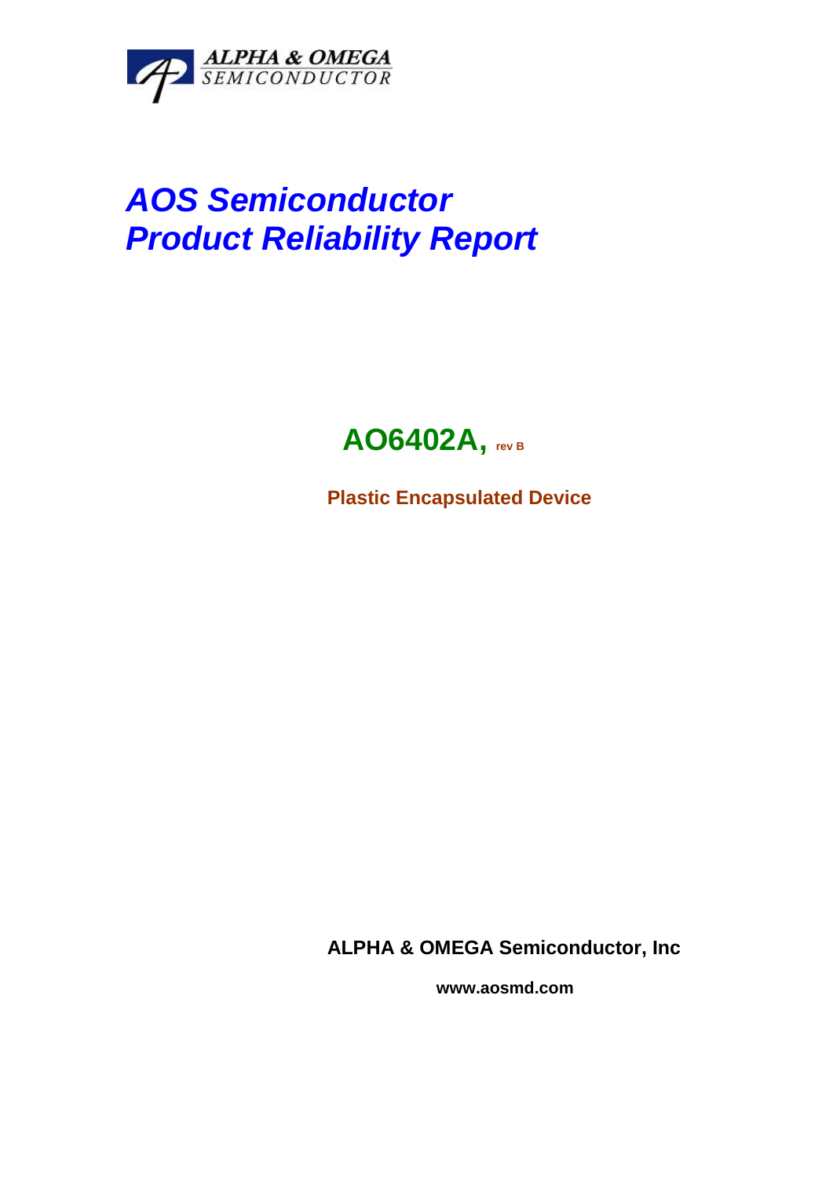ALPHA & OMEGA
SEMICONDUCTOR

# *AOS Semiconductor*
# *Product Reliability Report*

## AO6402A, rev B

**Plastic Encapsulated Device**

**ALPHA & OMEGA Semiconductor, Inc**

**www.aosmd.com**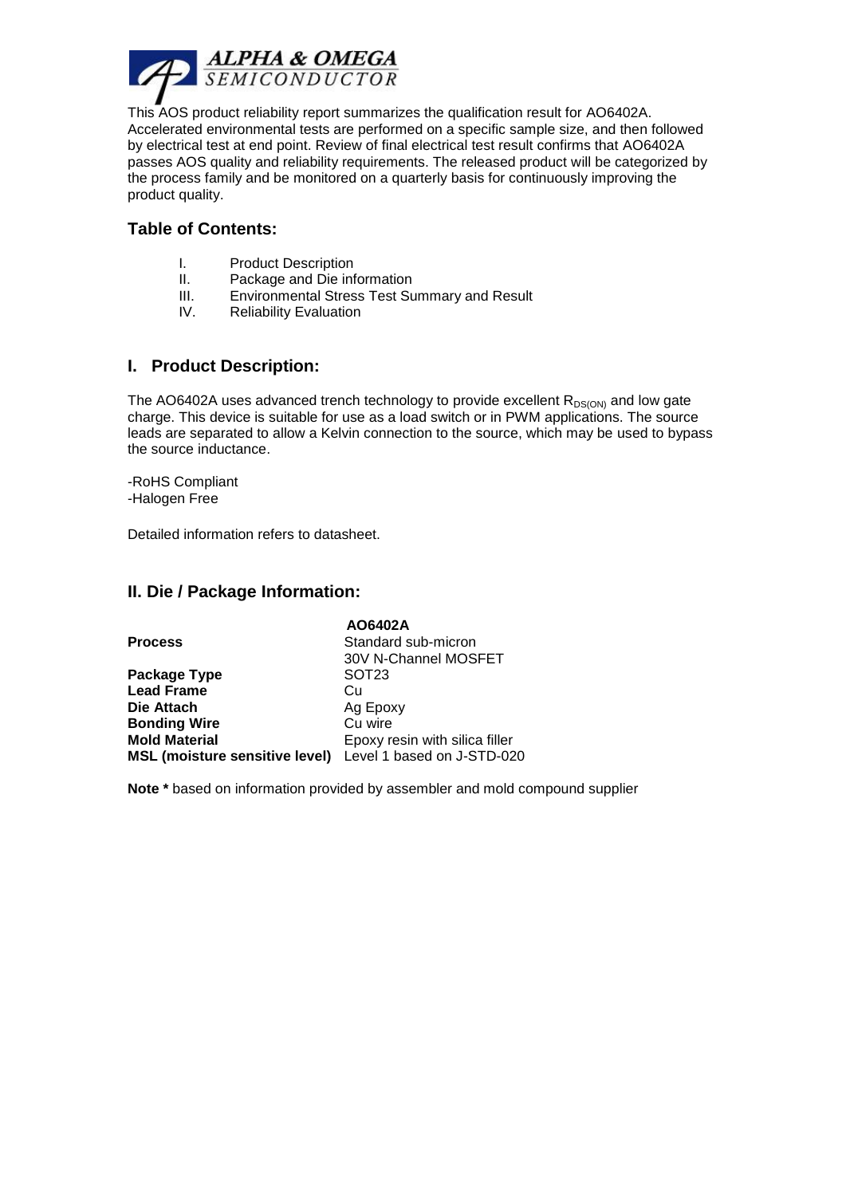This AOS product reliability report summarizes the qualification result for AO6402A. Accelerated environmental tests are performed on a specific sample size, and then followed by electrical test at end point. Review of final electrical test result confirms that AO6402A passes AOS quality and reliability requirements. The released product will be categorized by the process family and be monitored on a quarterly basis for continuously improving the product quality.

## Table of Contents:

I. Product Description
II. Package and Die information
III. Environmental Stress Test Summary and Result
IV. Reliability Evaluation

## I. Product Description:

The AO6402A uses advanced trench technology to provide excellent $R_{DS(ON)}$ and low gate charge. This device is suitable for use as a load switch or in PWM applications. The source leads are separated to allow a Kelvin connection to the source, which may be used to bypass the source inductance.

-RoHS Compliant
-Halogen Free

Detailed information refers to datasheet.

## II. Die / Package Information:

| | **AO6402A** |
|---|---|
| **Process** | Standard sub-micron 30V N-Channel MOSFET |
| **Package Type** | SOT23 |
| **Lead Frame** | Cu |
| **Die Attach** | Ag Epoxy |
| **Bonding Wire** | Cu wire |
| **Mold Material** | Epoxy resin with silica filler |
| **MSL (moisture sensitive level)** | Level 1 based on J-STD-020 |

**Note *** based on information provided by assembler and mold compound supplier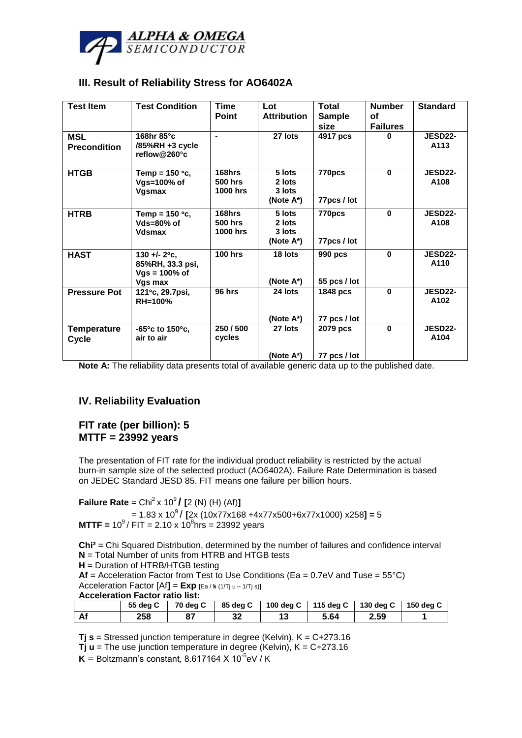## III. Result of Reliability Stress for AO6402A

| Test Item | Test Condition | Time Point | Lot Attribution | Total Sample size | Number of Failures | Standard |
|---|---|---|---|---|---|---|
| **MSL Precondition** | **168hr 85°c /85%RH +3 cycle reflow@260°c** | **-** | **27 lots** | **4917 pcs** | **0** | **JESD22-A113** |
| **HTGB** | **Temp = 150 °c, Vgs=100% of Vgsmax** | **168hrs 500 hrs 1000 hrs** | **5 lots 2 lots 3 lots (Note A*)** | **770pcs 77pcs / lot** | **0** | **JESD22-A108** |
| **HTRB** | **Temp = 150 °c, Vds=80% of Vdsmax** | **168hrs 500 hrs 1000 hrs** | **5 lots 2 lots 3 lots (Note A*)** | **770pcs 77pcs / lot** | **0** | **JESD22-A108** |
| **HAST** | **130 +/- 2°c, 85%RH, 33.3 psi, Vgs = 100% of Vgs max** | **100 hrs** | **18 lots (Note A*)** | **990 pcs 55 pcs / lot** | **0** | **JESD22-A110** |
| **Pressure Pot** | **121°c, 29.7psi, RH=100%** | **96 hrs** | **24 lots (Note A*)** | **1848 pcs 77 pcs / lot** | **0** | **JESD22-A102** |
| **Temperature Cycle** | **-65°c to 150°c, air to air** | **250 / 500 cycles** | **27 lots (Note A*)** | **2079 pcs 77 pcs / lot** | **0** | **JESD22-A104** |

**Note A:** The reliability data presents total of available generic data up to the published date.

## IV. Reliability Evaluation

### FIT rate (per billion): 5
### MTTF = 23992 years

The presentation of FIT rate for the individual product reliability is restricted by the actual burn-in sample size of the selected product (AO6402A). Failure Rate Determination is based on JEDEC Standard JESD 85. FIT means one failure per billion hours.

**Failure Rate** = $Chi^2 \times 10^9$ **/ [**2 (N) (H) (Af)**]**

= $1.83 \times 10^9$ **/ [**2x (10x77x168 +4x77x500+6x77x1000) x258**] =** 5

**MTTF =** $10^9$ / FIT = $2.10 \times 10^8$hrs = 23992 years

**Chi²** = Chi Squared Distribution, determined by the number of failures and confidence interval
**N** = Total Number of units from HTRB and HTGB tests
**H** = Duration of HTRB/HTGB testing
**Af** = Acceleration Factor from Test to Use Conditions (Ea = 0.7eV and Tuse = 55°C)
Acceleration Factor [Af**]** = **Exp** [Ea / **k** (1/Tj u – 1/Tj s)]
**Acceleration Factor ratio list:**

| | 55 deg C | 70 deg C | 85 deg C | 100 deg C | 115 deg C | 130 deg C | 150 deg C |
|---|---|---|---|---|---|---|---|
| **Af** | **258** | **87** | **32** | **13** | **5.64** | **2.59** | **1** |

**Tj s** = Stressed junction temperature in degree (Kelvin), K = C+273.16
**Tj u** = The use junction temperature in degree (Kelvin), K = C+273.16
**K** = Boltzmann's constant, $8.617164 \times 10^{-5}$eV / K